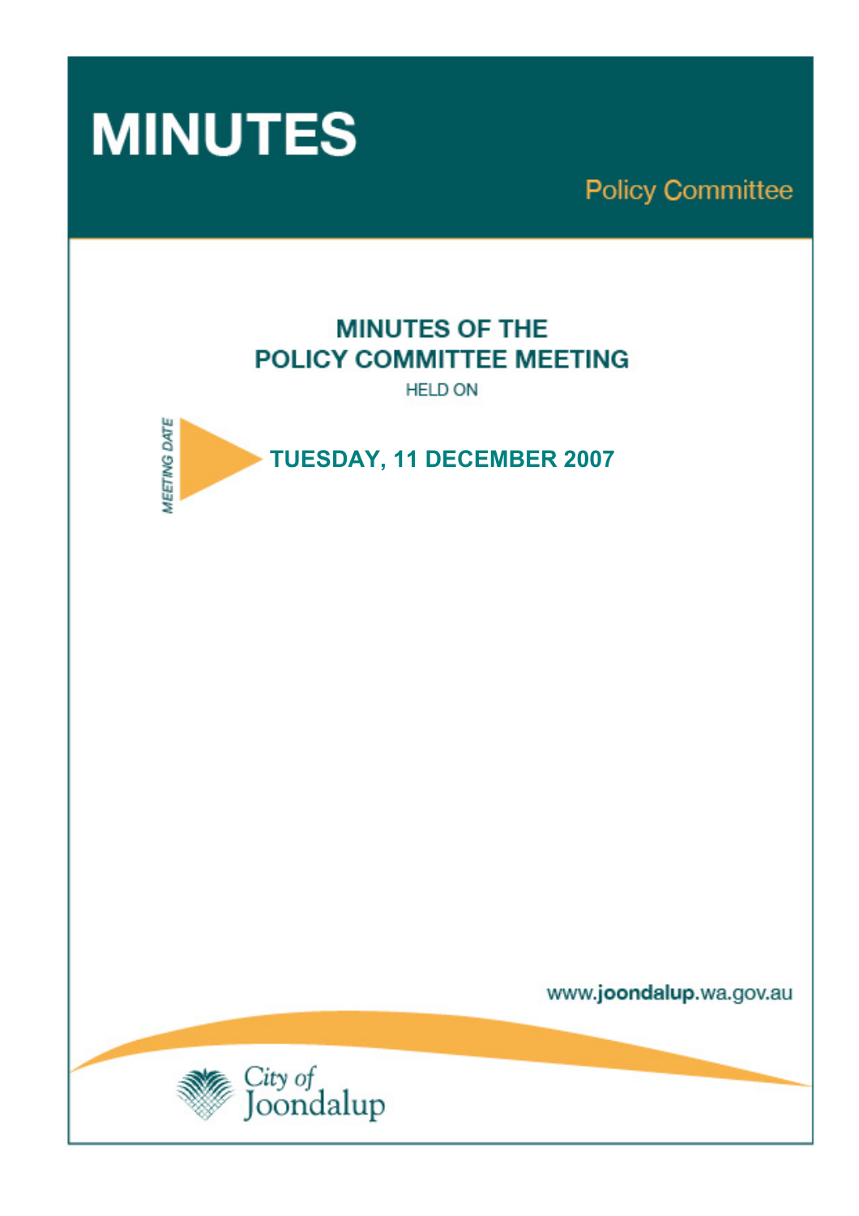# MINUTES

Policy Committee

## MINUTES OF THE POLICY COMMITTEE MEETING

HELD ON

*MEETING DATE*

**TUESDAY, 11 DECEMBER 2007**

www.joondalup.wa.gov.au

City of Joondalup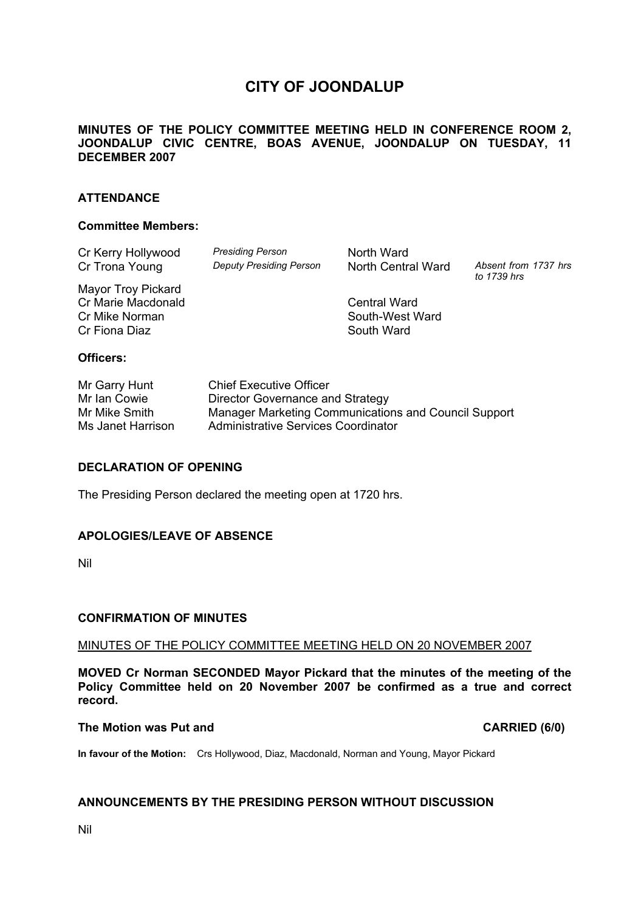# CITY OF JOONDALUP

**MINUTES OF THE POLICY COMMITTEE MEETING HELD IN CONFERENCE ROOM 2, JOONDALUP CIVIC CENTRE, BOAS AVENUE, JOONDALUP ON TUESDAY, 11 DECEMBER 2007**

## ATTENDANCE

### Committee Members:

| | | | |
|---|---|---|---|
| Cr Kerry Hollywood | *Presiding Person* | North Ward | |
| Cr Trona Young | *Deputy Presiding Person* | North Central Ward | *Absent from 1737 hrs to 1739 hrs* |
| Mayor Troy Pickard | | | |
| Cr Marie Macdonald | | Central Ward | |
| Cr Mike Norman | | South-West Ward | |
| Cr Fiona Diaz | | South Ward | |

### Officers:

| | |
|---|---|
| Mr Garry Hunt | Chief Executive Officer |
| Mr Ian Cowie | Director Governance and Strategy |
| Mr Mike Smith | Manager Marketing Communications and Council Support |
| Ms Janet Harrison | Administrative Services Coordinator |

## DECLARATION OF OPENING

The Presiding Person declared the meeting open at 1720 hrs.

## APOLOGIES/LEAVE OF ABSENCE

Nil

## CONFIRMATION OF MINUTES

MINUTES OF THE POLICY COMMITTEE MEETING HELD ON 20 NOVEMBER 2007

**MOVED Cr Norman SECONDED Mayor Pickard that the minutes of the meeting of the Policy Committee held on 20 November 2007 be confirmed as a true and correct record.**

**The Motion was Put and CARRIED (6/0)**

**In favour of the Motion:** Crs Hollywood, Diaz, Macdonald, Norman and Young, Mayor Pickard

## ANNOUNCEMENTS BY THE PRESIDING PERSON WITHOUT DISCUSSION

Nil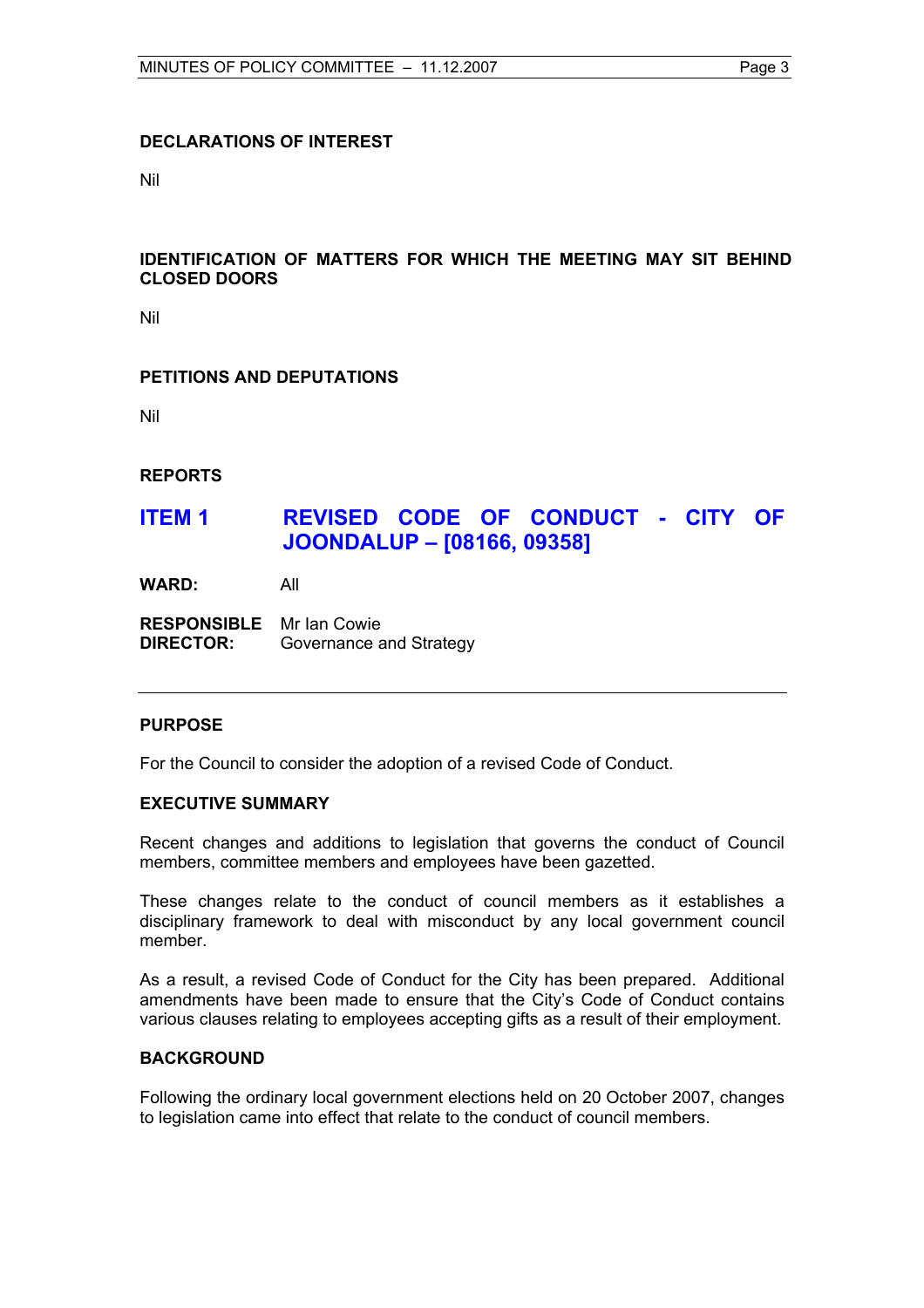**DECLARATIONS OF INTEREST**

Nil

**IDENTIFICATION OF MATTERS FOR WHICH THE MEETING MAY SIT BEHIND CLOSED DOORS**

Nil

**PETITIONS AND DEPUTATIONS**

Nil

**REPORTS**

## ITEM 1 REVISED CODE OF CONDUCT - CITY OF JOONDALUP – [08166, 09358]

**WARD:** All

**RESPONSIBLE DIRECTOR:** Mr Ian Cowie
Governance and Strategy

---

**PURPOSE**

For the Council to consider the adoption of a revised Code of Conduct.

**EXECUTIVE SUMMARY**

Recent changes and additions to legislation that governs the conduct of Council members, committee members and employees have been gazetted.

These changes relate to the conduct of council members as it establishes a disciplinary framework to deal with misconduct by any local government council member.

As a result, a revised Code of Conduct for the City has been prepared. Additional amendments have been made to ensure that the City's Code of Conduct contains various clauses relating to employees accepting gifts as a result of their employment.

**BACKGROUND**

Following the ordinary local government elections held on 20 October 2007, changes to legislation came into effect that relate to the conduct of council members.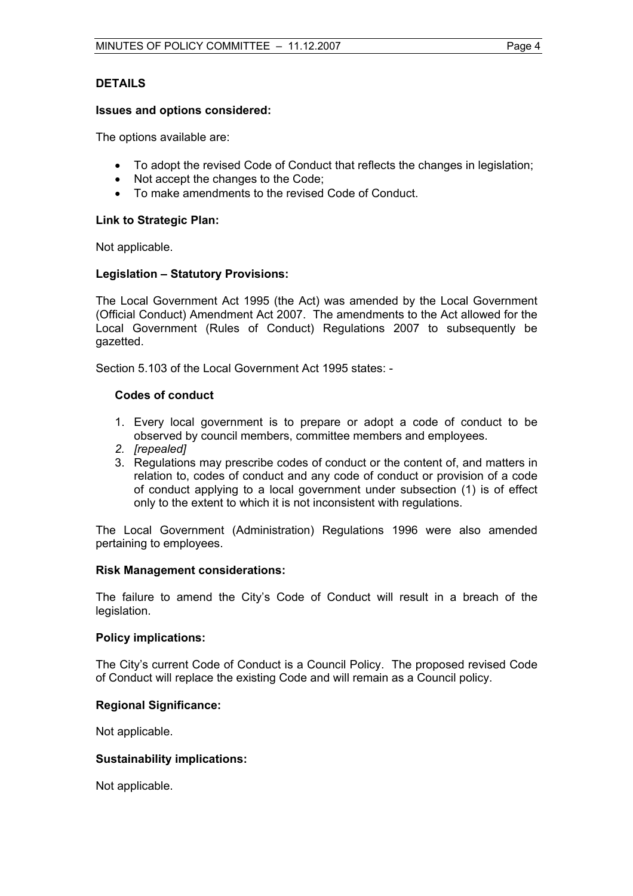## DETAILS

### Issues and options considered:

The options available are:

- To adopt the revised Code of Conduct that reflects the changes in legislation;
- Not accept the changes to the Code;
- To make amendments to the revised Code of Conduct.

### Link to Strategic Plan:

Not applicable.

### Legislation – Statutory Provisions:

The Local Government Act 1995 (the Act) was amended by the Local Government (Official Conduct) Amendment Act 2007. The amendments to the Act allowed for the Local Government (Rules of Conduct) Regulations 2007 to subsequently be gazetted.

Section 5.103 of the Local Government Act 1995 states: -

**Codes of conduct**

1. Every local government is to prepare or adopt a code of conduct to be observed by council members, committee members and employees.
2. *[repealed]*
3. Regulations may prescribe codes of conduct or the content of, and matters in relation to, codes of conduct and any code of conduct or provision of a code of conduct applying to a local government under subsection (1) is of effect only to the extent to which it is not inconsistent with regulations.

The Local Government (Administration) Regulations 1996 were also amended pertaining to employees.

### Risk Management considerations:

The failure to amend the City's Code of Conduct will result in a breach of the legislation.

### Policy implications:

The City's current Code of Conduct is a Council Policy. The proposed revised Code of Conduct will replace the existing Code and will remain as a Council policy.

### Regional Significance:

Not applicable.

### Sustainability implications:

Not applicable.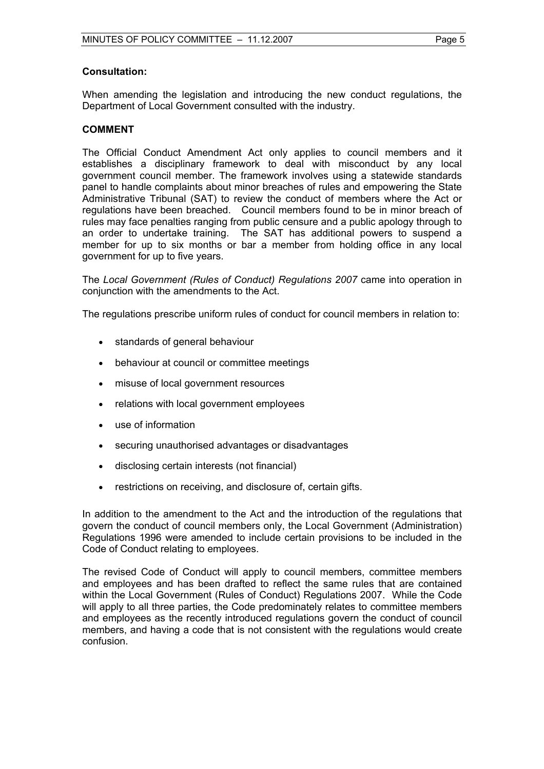**Consultation:**

When amending the legislation and introducing the new conduct regulations, the Department of Local Government consulted with the industry.

**COMMENT**

The Official Conduct Amendment Act only applies to council members and it establishes a disciplinary framework to deal with misconduct by any local government council member. The framework involves using a statewide standards panel to handle complaints about minor breaches of rules and empowering the State Administrative Tribunal (SAT) to review the conduct of members where the Act or regulations have been breached. Council members found to be in minor breach of rules may face penalties ranging from public censure and a public apology through to an order to undertake training. The SAT has additional powers to suspend a member for up to six months or bar a member from holding office in any local government for up to five years.

The *Local Government (Rules of Conduct) Regulations 2007* came into operation in conjunction with the amendments to the Act.

The regulations prescribe uniform rules of conduct for council members in relation to:

- standards of general behaviour
- behaviour at council or committee meetings
- misuse of local government resources
- relations with local government employees
- use of information
- securing unauthorised advantages or disadvantages
- disclosing certain interests (not financial)
- restrictions on receiving, and disclosure of, certain gifts.

In addition to the amendment to the Act and the introduction of the regulations that govern the conduct of council members only, the Local Government (Administration) Regulations 1996 were amended to include certain provisions to be included in the Code of Conduct relating to employees.

The revised Code of Conduct will apply to council members, committee members and employees and has been drafted to reflect the same rules that are contained within the Local Government (Rules of Conduct) Regulations 2007. While the Code will apply to all three parties, the Code predominately relates to committee members and employees as the recently introduced regulations govern the conduct of council members, and having a code that is not consistent with the regulations would create confusion.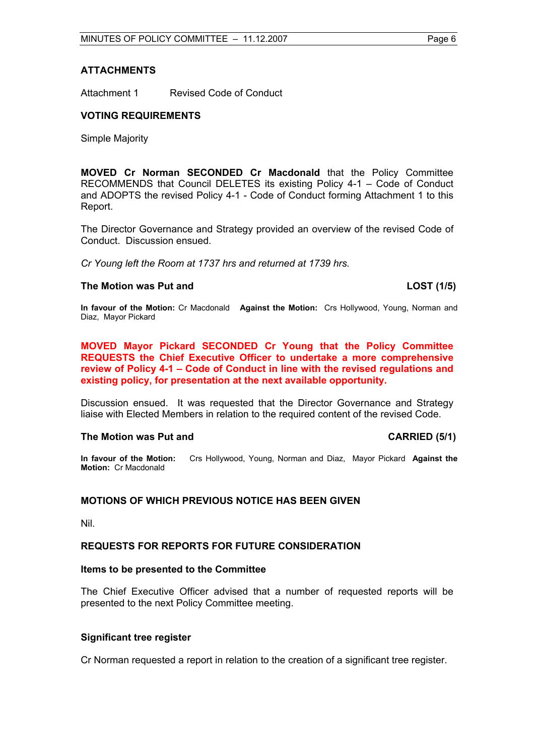**ATTACHMENTS**

Attachment 1 Revised Code of Conduct

**VOTING REQUIREMENTS**

Simple Majority

**MOVED Cr Norman SECONDED Cr Macdonald** that the Policy Committee RECOMMENDS that Council DELETES its existing Policy 4-1 – Code of Conduct and ADOPTS the revised Policy 4-1 - Code of Conduct forming Attachment 1 to this Report.

The Director Governance and Strategy provided an overview of the revised Code of Conduct. Discussion ensued.

*Cr Young left the Room at 1737 hrs and returned at 1739 hrs.*

**The Motion was Put and LOST (1/5)**

**In favour of the Motion:** Cr Macdonald **Against the Motion:** Crs Hollywood, Young, Norman and Diaz, Mayor Pickard

**MOVED Mayor Pickard SECONDED Cr Young that the Policy Committee REQUESTS the Chief Executive Officer to undertake a more comprehensive review of Policy 4-1 – Code of Conduct in line with the revised regulations and existing policy, for presentation at the next available opportunity.**

Discussion ensued. It was requested that the Director Governance and Strategy liaise with Elected Members in relation to the required content of the revised Code.

**The Motion was Put and CARRIED (5/1)**

**In favour of the Motion:** Crs Hollywood, Young, Norman and Diaz, Mayor Pickard **Against the Motion:** Cr Macdonald

**MOTIONS OF WHICH PREVIOUS NOTICE HAS BEEN GIVEN**

Nil.

**REQUESTS FOR REPORTS FOR FUTURE CONSIDERATION**

**Items to be presented to the Committee**

The Chief Executive Officer advised that a number of requested reports will be presented to the next Policy Committee meeting.

**Significant tree register**

Cr Norman requested a report in relation to the creation of a significant tree register.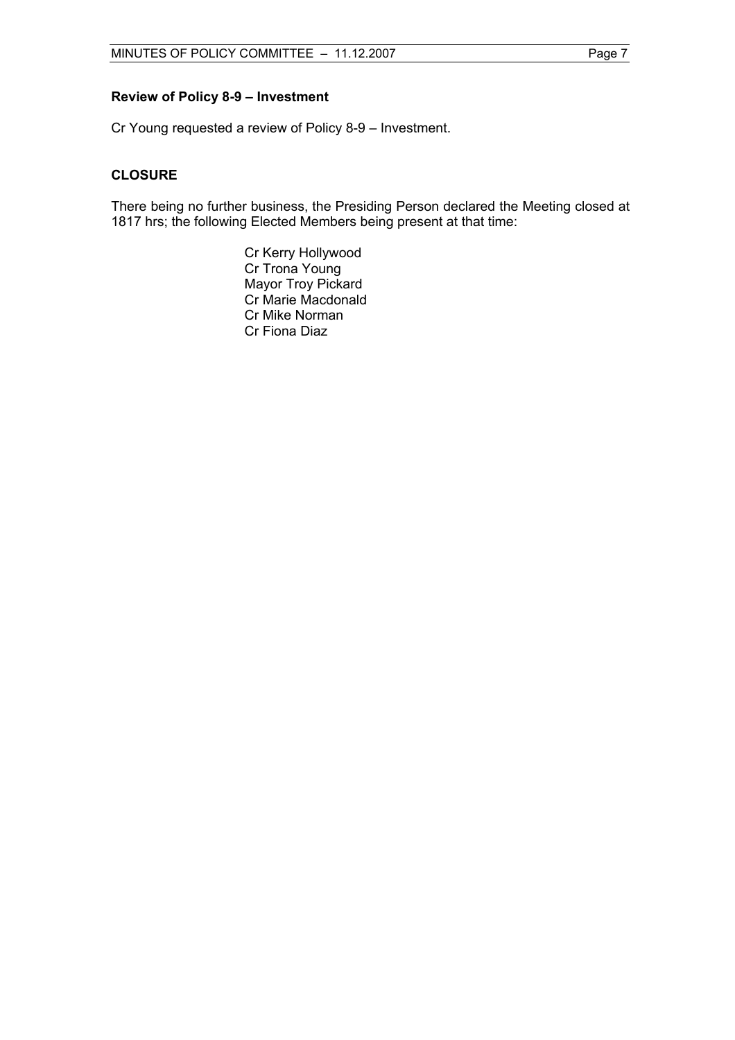**Review of Policy 8-9 – Investment**

Cr Young requested a review of Policy 8-9 – Investment.

**CLOSURE**

There being no further business, the Presiding Person declared the Meeting closed at 1817 hrs; the following Elected Members being present at that time:

Cr Kerry Hollywood
Cr Trona Young
Mayor Troy Pickard
Cr Marie Macdonald
Cr Mike Norman
Cr Fiona Diaz